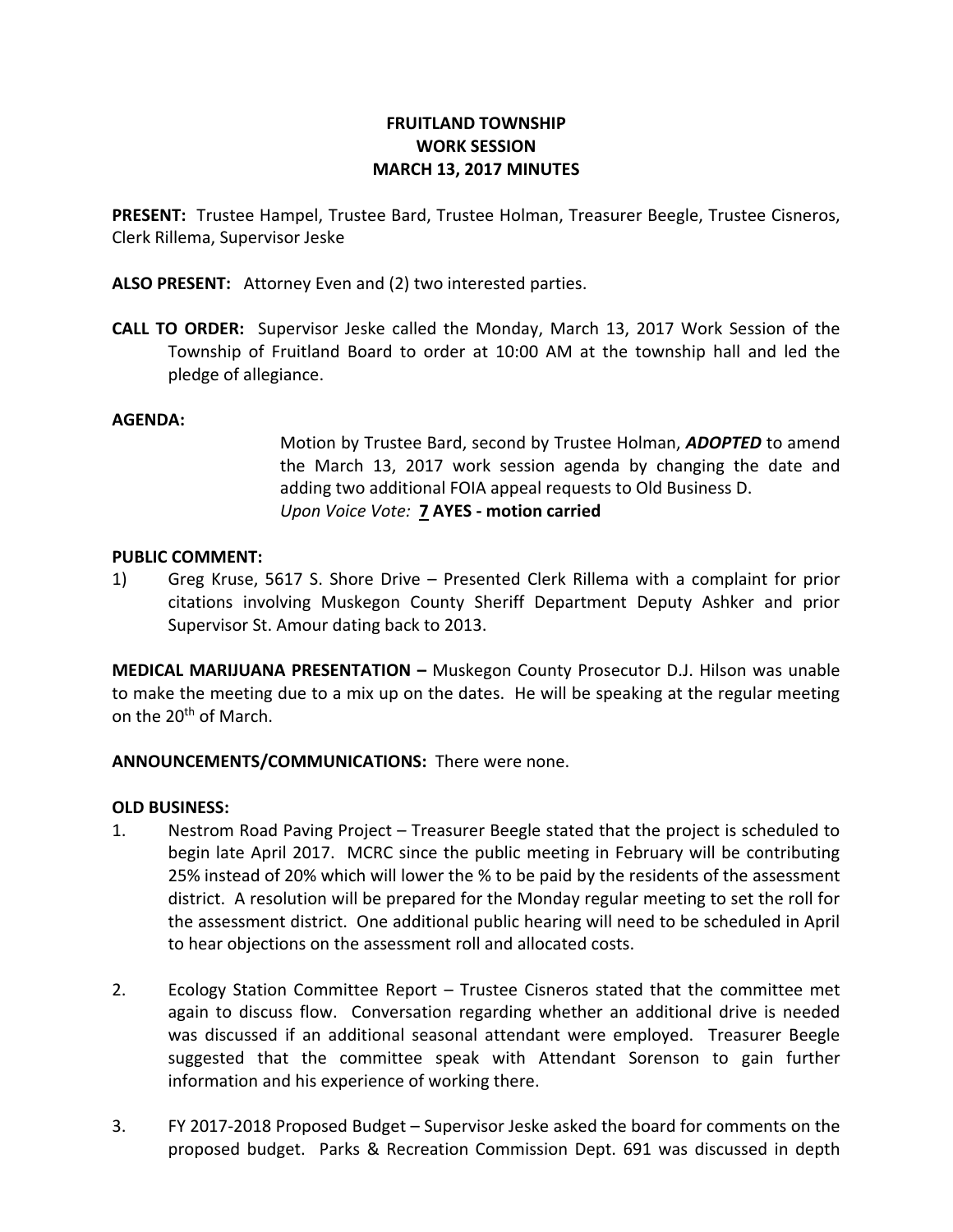# FRUITLAND TOWNSHIP
# WORK SESSION
# MARCH 13, 2017 MINUTES

**PRESENT:** Trustee Hampel, Trustee Bard, Trustee Holman, Treasurer Beegle, Trustee Cisneros, Clerk Rillema, Supervisor Jeske

**ALSO PRESENT:** Attorney Even and (2) two interested parties.

**CALL TO ORDER:** Supervisor Jeske called the Monday, March 13, 2017 Work Session of the Township of Fruitland Board to order at 10:00 AM at the township hall and led the pledge of allegiance.

**AGENDA:**

Motion by Trustee Bard, second by Trustee Holman, ***ADOPTED*** to amend the March 13, 2017 work session agenda by changing the date and adding two additional FOIA appeal requests to Old Business D.
*Upon Voice Vote:* **7 AYES - motion carried**

**PUBLIC COMMENT:**

1) Greg Kruse, 5617 S. Shore Drive – Presented Clerk Rillema with a complaint for prior citations involving Muskegon County Sheriff Department Deputy Ashker and prior Supervisor St. Amour dating back to 2013.

**MEDICAL MARIJUANA PRESENTATION –** Muskegon County Prosecutor D.J. Hilson was unable to make the meeting due to a mix up on the dates. He will be speaking at the regular meeting on the 20th of March.

**ANNOUNCEMENTS/COMMUNICATIONS:** There were none.

**OLD BUSINESS:**

1. Nestrom Road Paving Project – Treasurer Beegle stated that the project is scheduled to begin late April 2017. MCRC since the public meeting in February will be contributing 25% instead of 20% which will lower the % to be paid by the residents of the assessment district. A resolution will be prepared for the Monday regular meeting to set the roll for the assessment district. One additional public hearing will need to be scheduled in April to hear objections on the assessment roll and allocated costs.

2. Ecology Station Committee Report – Trustee Cisneros stated that the committee met again to discuss flow. Conversation regarding whether an additional drive is needed was discussed if an additional seasonal attendant were employed. Treasurer Beegle suggested that the committee speak with Attendant Sorenson to gain further information and his experience of working there.

3. FY 2017-2018 Proposed Budget – Supervisor Jeske asked the board for comments on the proposed budget. Parks & Recreation Commission Dept. 691 was discussed in depth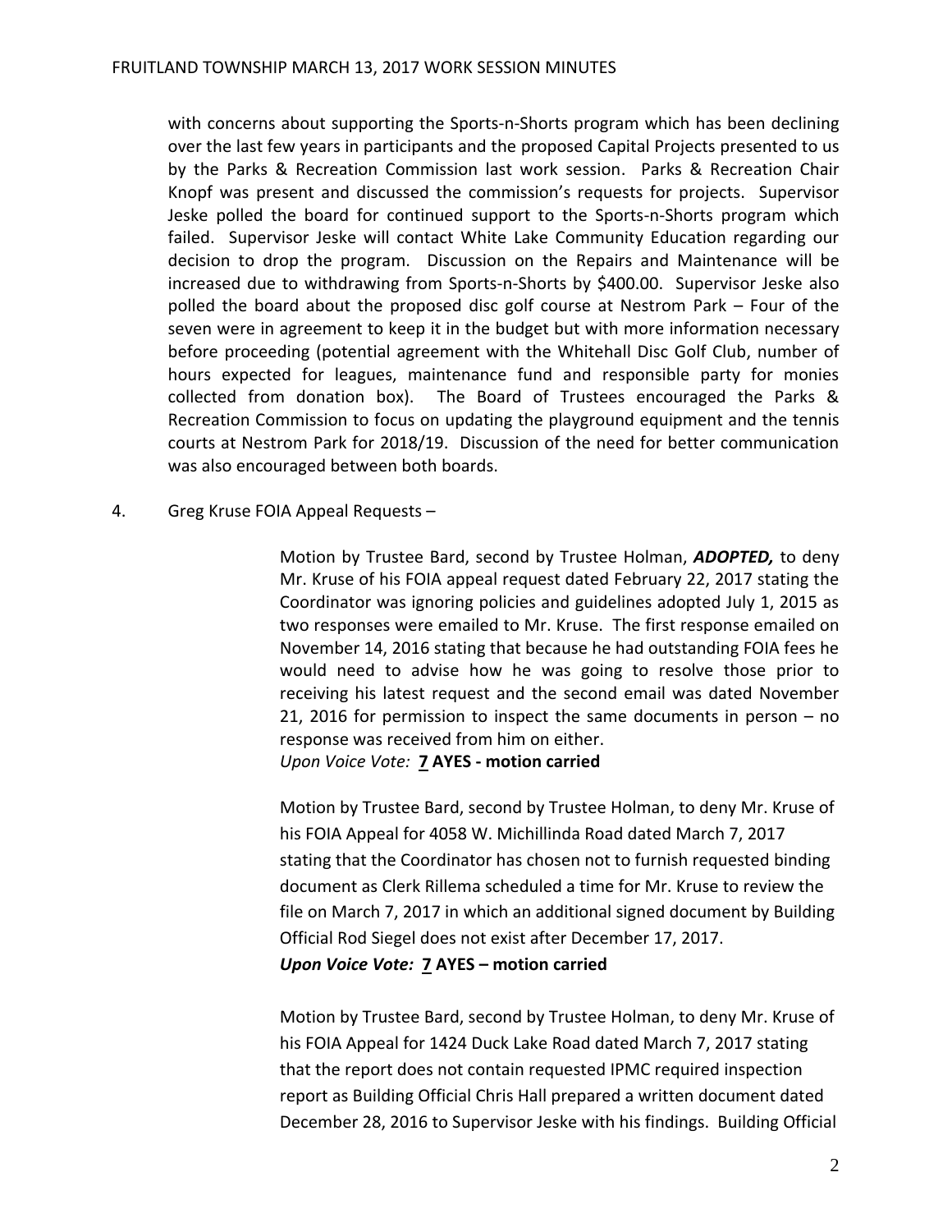with concerns about supporting the Sports-n-Shorts program which has been declining over the last few years in participants and the proposed Capital Projects presented to us by the Parks & Recreation Commission last work session. Parks & Recreation Chair Knopf was present and discussed the commission's requests for projects. Supervisor Jeske polled the board for continued support to the Sports-n-Shorts program which failed. Supervisor Jeske will contact White Lake Community Education regarding our decision to drop the program. Discussion on the Repairs and Maintenance will be increased due to withdrawing from Sports-n-Shorts by $400.00. Supervisor Jeske also polled the board about the proposed disc golf course at Nestrom Park – Four of the seven were in agreement to keep it in the budget but with more information necessary before proceeding (potential agreement with the Whitehall Disc Golf Club, number of hours expected for leagues, maintenance fund and responsible party for monies collected from donation box). The Board of Trustees encouraged the Parks & Recreation Commission to focus on updating the playground equipment and the tennis courts at Nestrom Park for 2018/19. Discussion of the need for better communication was also encouraged between both boards.

4. Greg Kruse FOIA Appeal Requests –

Motion by Trustee Bard, second by Trustee Holman, ***ADOPTED,*** to deny Mr. Kruse of his FOIA appeal request dated February 22, 2017 stating the Coordinator was ignoring policies and guidelines adopted July 1, 2015 as two responses were emailed to Mr. Kruse. The first response emailed on November 14, 2016 stating that because he had outstanding FOIA fees he would need to advise how he was going to resolve those prior to receiving his latest request and the second email was dated November 21, 2016 for permission to inspect the same documents in person – no response was received from him on either.
*Upon Voice Vote:* **7 AYES - motion carried**

Motion by Trustee Bard, second by Trustee Holman, to deny Mr. Kruse of his FOIA Appeal for 4058 W. Michillinda Road dated March 7, 2017 stating that the Coordinator has chosen not to furnish requested binding document as Clerk Rillema scheduled a time for Mr. Kruse to review the file on March 7, 2017 in which an additional signed document by Building Official Rod Siegel does not exist after December 17, 2017.
***Upon Voice Vote:* 7 AYES – motion carried**

Motion by Trustee Bard, second by Trustee Holman, to deny Mr. Kruse of his FOIA Appeal for 1424 Duck Lake Road dated March 7, 2017 stating that the report does not contain requested IPMC required inspection report as Building Official Chris Hall prepared a written document dated December 28, 2016 to Supervisor Jeske with his findings. Building Official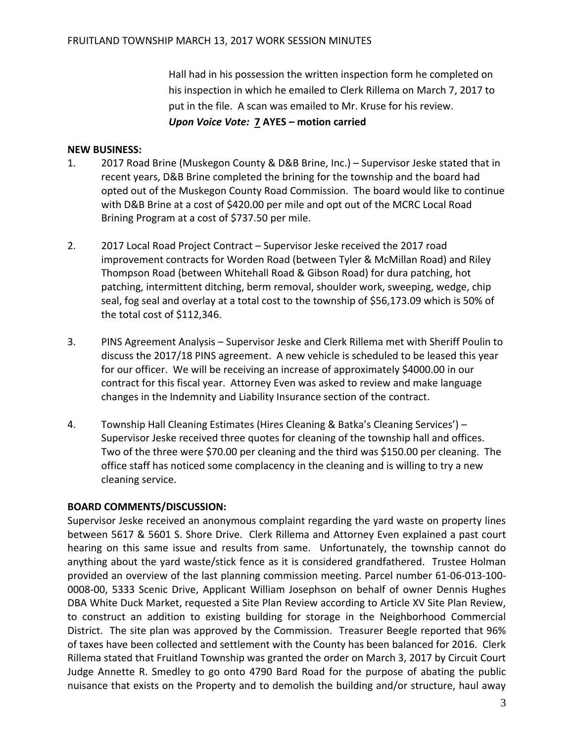Hall had in his possession the written inspection form he completed on his inspection in which he emailed to Clerk Rillema on March 7, 2017 to put in the file. A scan was emailed to Mr. Kruse for his review.
***Upon Voice Vote:* 7 AYES – motion carried**

**NEW BUSINESS:**

1. 2017 Road Brine (Muskegon County & D&B Brine, Inc.) – Supervisor Jeske stated that in recent years, D&B Brine completed the brining for the township and the board had opted out of the Muskegon County Road Commission. The board would like to continue with D&B Brine at a cost of $420.00 per mile and opt out of the MCRC Local Road Brining Program at a cost of $737.50 per mile.

2. 2017 Local Road Project Contract – Supervisor Jeske received the 2017 road improvement contracts for Worden Road (between Tyler & McMillan Road) and Riley Thompson Road (between Whitehall Road & Gibson Road) for dura patching, hot patching, intermittent ditching, berm removal, shoulder work, sweeping, wedge, chip seal, fog seal and overlay at a total cost to the township of $56,173.09 which is 50% of the total cost of $112,346.

3. PINS Agreement Analysis – Supervisor Jeske and Clerk Rillema met with Sheriff Poulin to discuss the 2017/18 PINS agreement. A new vehicle is scheduled to be leased this year for our officer. We will be receiving an increase of approximately $4000.00 in our contract for this fiscal year. Attorney Even was asked to review and make language changes in the Indemnity and Liability Insurance section of the contract.

4. Township Hall Cleaning Estimates (Hires Cleaning & Batka's Cleaning Services') – Supervisor Jeske received three quotes for cleaning of the township hall and offices. Two of the three were $70.00 per cleaning and the third was $150.00 per cleaning. The office staff has noticed some complacency in the cleaning and is willing to try a new cleaning service.

**BOARD COMMENTS/DISCUSSION:**

Supervisor Jeske received an anonymous complaint regarding the yard waste on property lines between 5617 & 5601 S. Shore Drive. Clerk Rillema and Attorney Even explained a past court hearing on this same issue and results from same. Unfortunately, the township cannot do anything about the yard waste/stick fence as it is considered grandfathered. Trustee Holman provided an overview of the last planning commission meeting. Parcel number 61-06-013-100-0008-00, 5333 Scenic Drive, Applicant William Josephson on behalf of owner Dennis Hughes DBA White Duck Market, requested a Site Plan Review according to Article XV Site Plan Review, to construct an addition to existing building for storage in the Neighborhood Commercial District. The site plan was approved by the Commission. Treasurer Beegle reported that 96% of taxes have been collected and settlement with the County has been balanced for 2016. Clerk Rillema stated that Fruitland Township was granted the order on March 3, 2017 by Circuit Court Judge Annette R. Smedley to go onto 4790 Bard Road for the purpose of abating the public nuisance that exists on the Property and to demolish the building and/or structure, haul away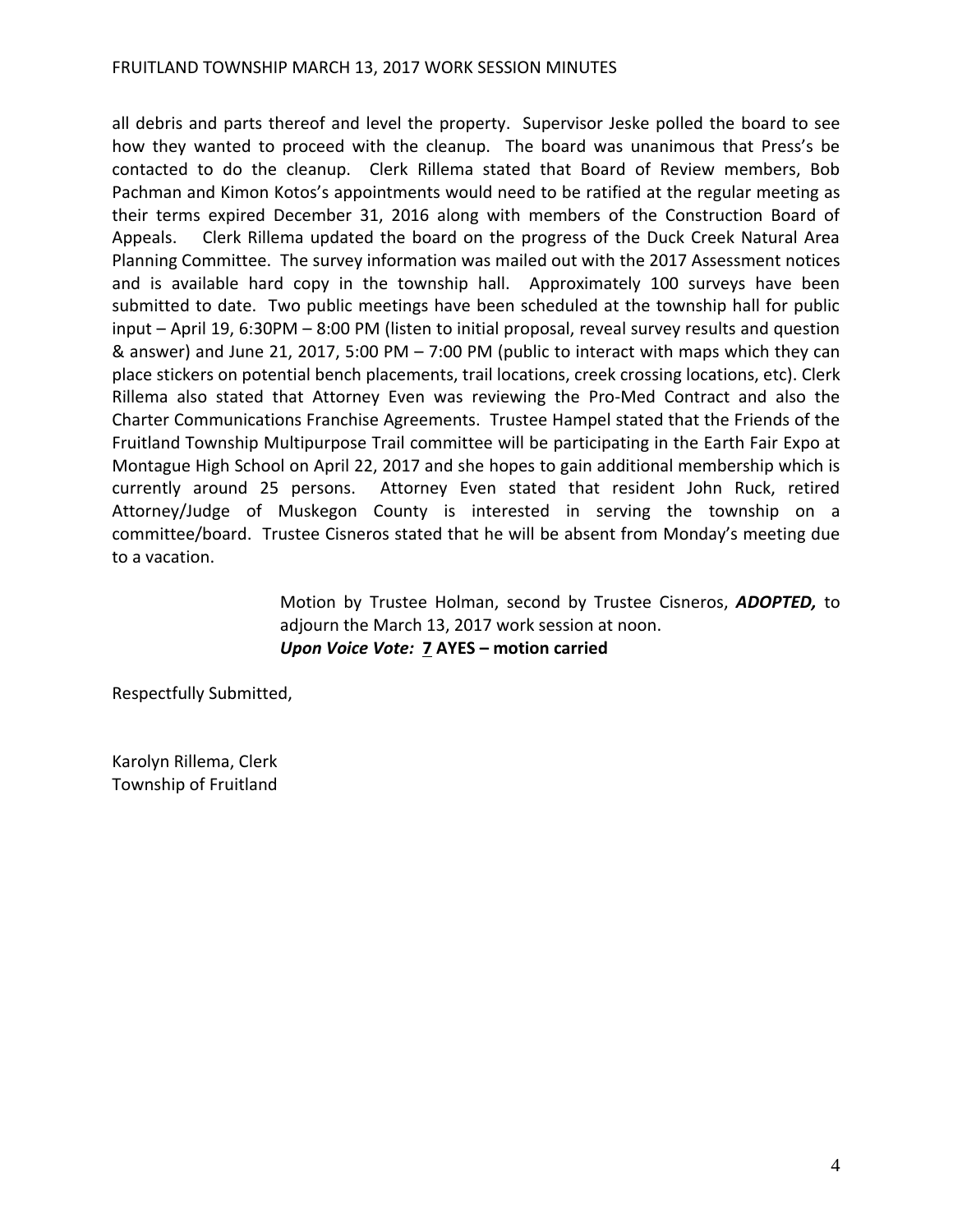all debris and parts thereof and level the property. Supervisor Jeske polled the board to see how they wanted to proceed with the cleanup. The board was unanimous that Press's be contacted to do the cleanup. Clerk Rillema stated that Board of Review members, Bob Pachman and Kimon Kotos's appointments would need to be ratified at the regular meeting as their terms expired December 31, 2016 along with members of the Construction Board of Appeals. Clerk Rillema updated the board on the progress of the Duck Creek Natural Area Planning Committee. The survey information was mailed out with the 2017 Assessment notices and is available hard copy in the township hall. Approximately 100 surveys have been submitted to date. Two public meetings have been scheduled at the township hall for public input – April 19, 6:30PM – 8:00 PM (listen to initial proposal, reveal survey results and question & answer) and June 21, 2017, 5:00 PM – 7:00 PM (public to interact with maps which they can place stickers on potential bench placements, trail locations, creek crossing locations, etc). Clerk Rillema also stated that Attorney Even was reviewing the Pro-Med Contract and also the Charter Communications Franchise Agreements. Trustee Hampel stated that the Friends of the Fruitland Township Multipurpose Trail committee will be participating in the Earth Fair Expo at Montague High School on April 22, 2017 and she hopes to gain additional membership which is currently around 25 persons. Attorney Even stated that resident John Ruck, retired Attorney/Judge of Muskegon County is interested in serving the township on a committee/board. Trustee Cisneros stated that he will be absent from Monday's meeting due to a vacation.

> Motion by Trustee Holman, second by Trustee Cisneros, ***ADOPTED,*** to adjourn the March 13, 2017 work session at noon.
> ***Upon Voice Vote:*** **7 AYES – motion carried**

Respectfully Submitted,

Karolyn Rillema, Clerk
Township of Fruitland